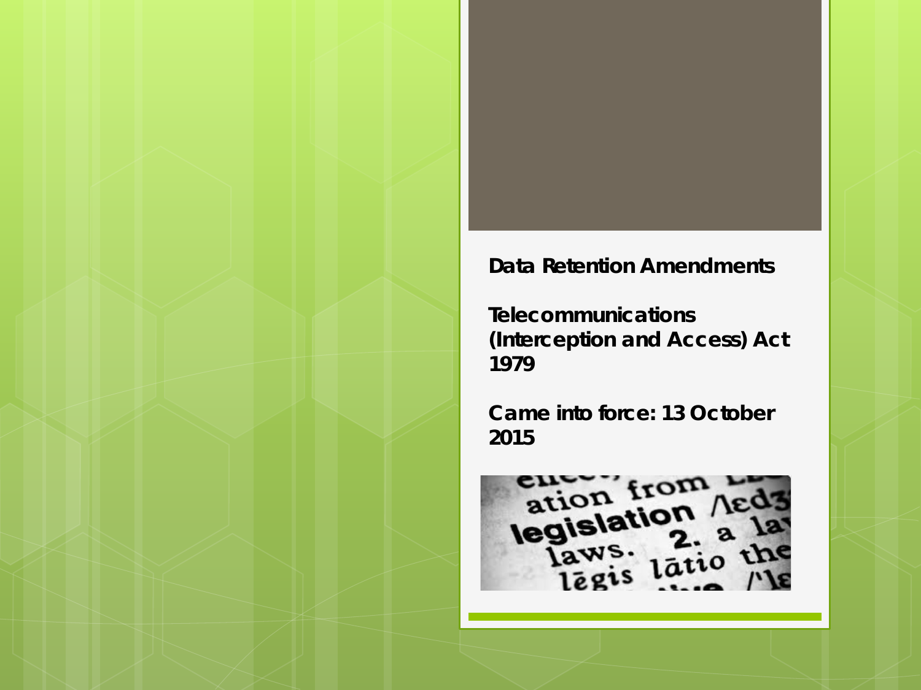# Data Retention Amendments

**Telecommunications (Interception and Access) Act 1979**

**Came into force: 13 October 2015**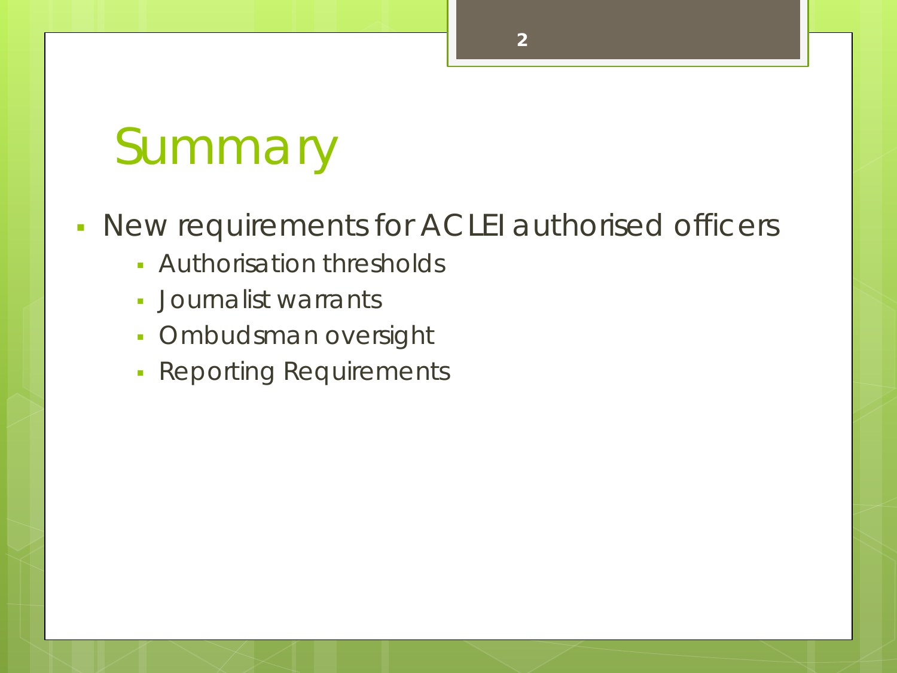# Summary

- New requirements for ACLEI authorised officers
  - Authorisation thresholds
  - Journalist warrants
  - Ombudsman oversight
  - Reporting Requirements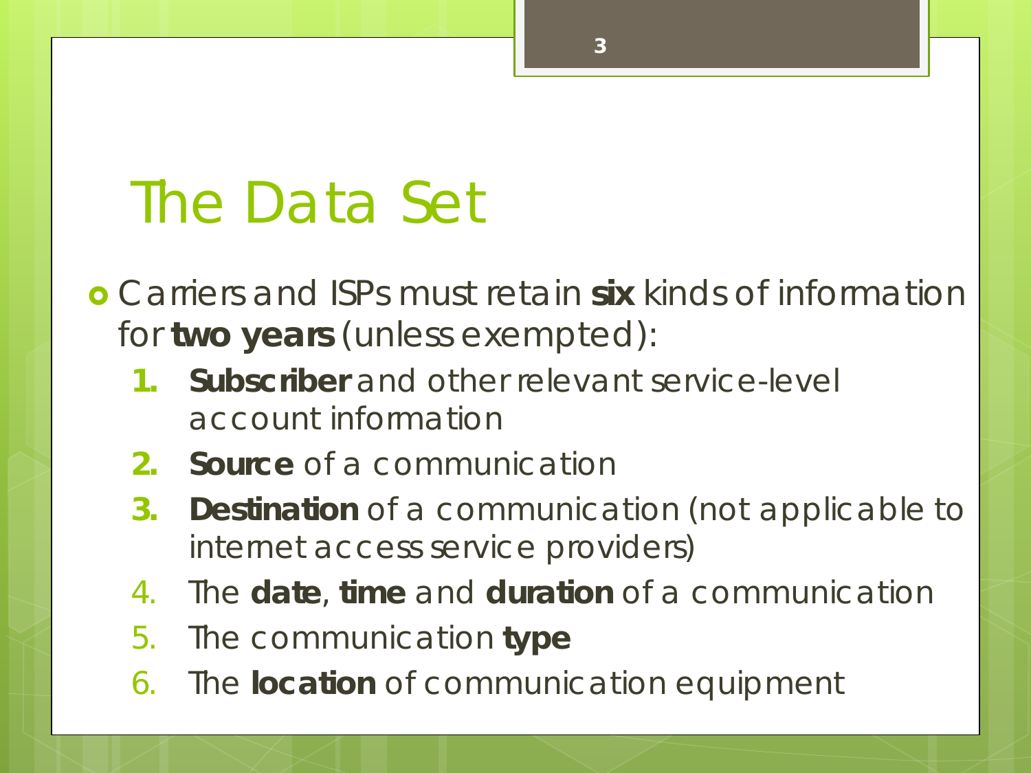# The Data Set

- Carriers and ISPs must retain **six** kinds of information for **two years** (unless exempted):
  1. **Subscriber** and other relevant service-level account information
  2. **Source** of a communication
  3. **Destination** of a communication (not applicable to internet access service providers)
  4. The **date**, **time** and **duration** of a communication
  5. The communication **type**
  6. The **location** of communication equipment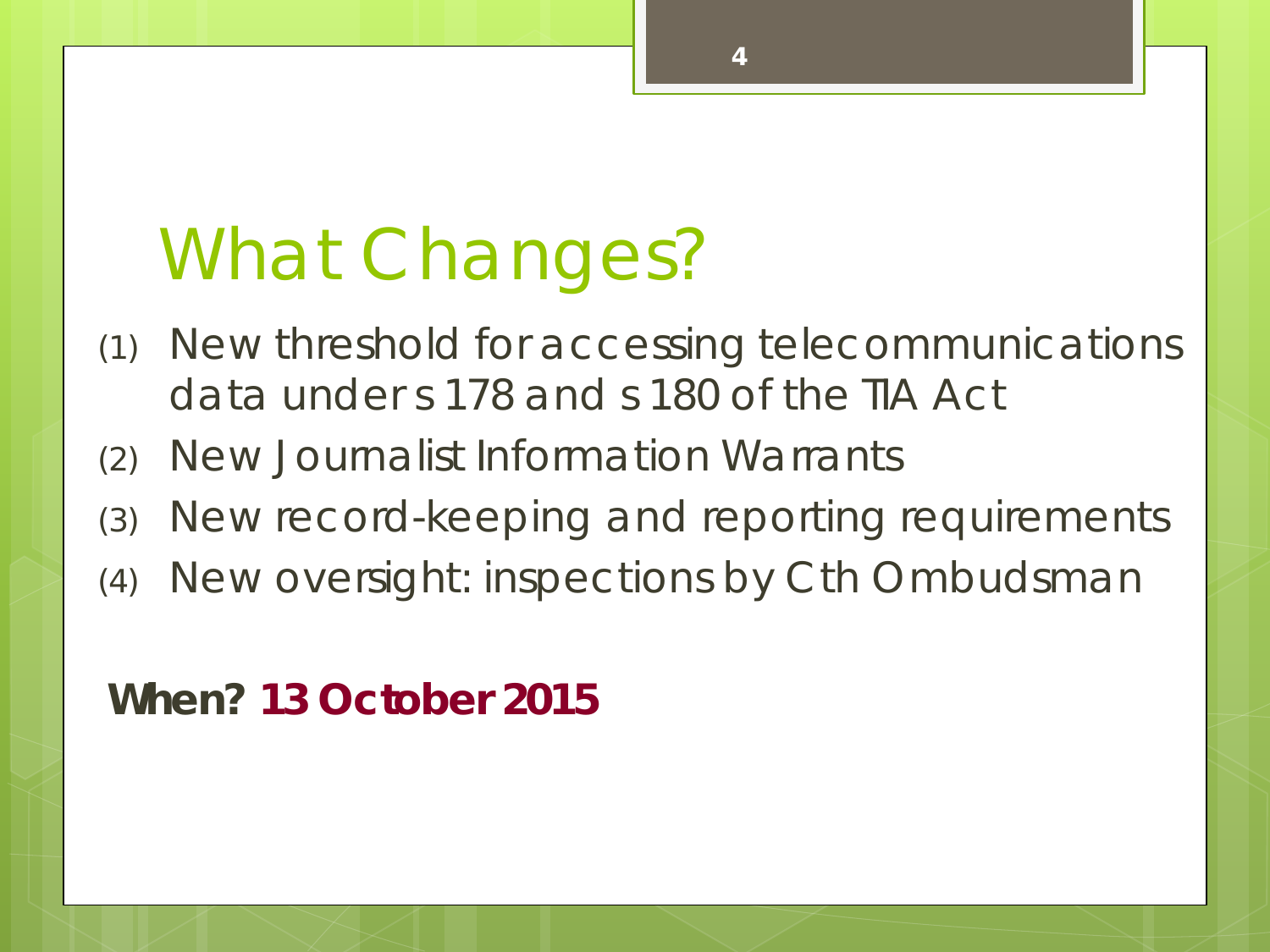# What Changes?

(1) New threshold for accessing telecommunications data under s 178 and s 180 of the TIA Act
(2) New Journalist Information Warrants
(3) New record-keeping and reporting requirements
(4) New oversight: inspections by Cth Ombudsman

**When? 13 October 2015**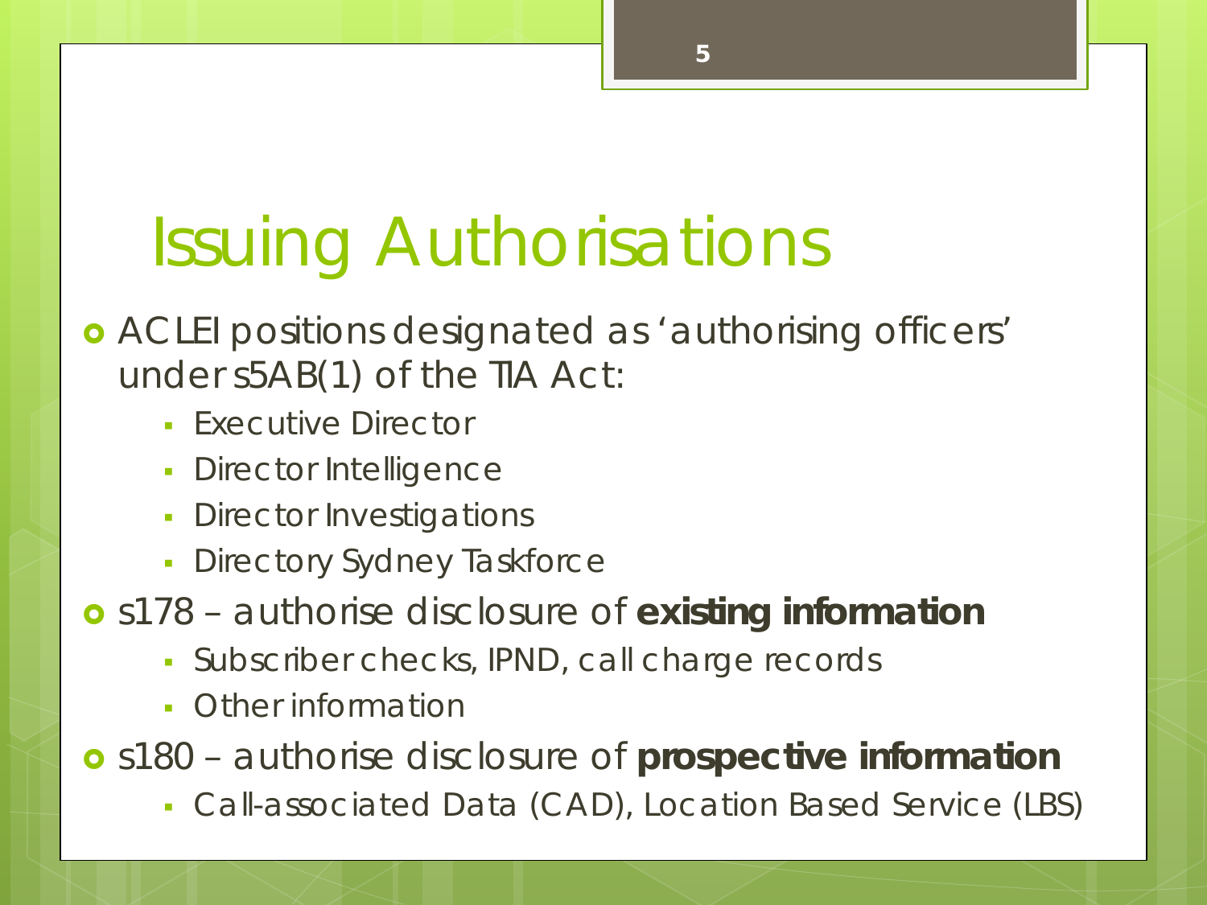# Issuing Authorisations

- ACLEI positions designated as 'authorising officers' under s5AB(1) of the TIA Act:
  - Executive Director
  - Director Intelligence
  - Director Investigations
  - Directory Sydney Taskforce
- s178 – authorise disclosure of **existing information**
  - Subscriber checks, IPND, call charge records
  - Other information
- s180 – authorise disclosure of **prospective information**
  - Call-associated Data (CAD), Location Based Service (LBS)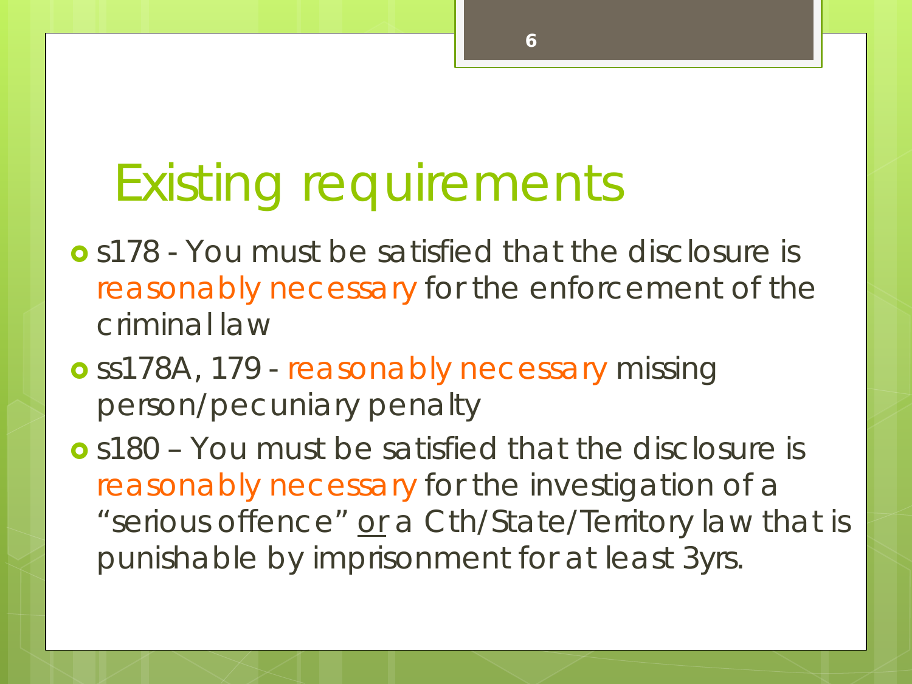# Existing requirements

- s178 - You must be satisfied that the disclosure is reasonably necessary for the enforcement of the criminal law
- ss178A, 179 - reasonably necessary missing person/pecuniary penalty
- s180 – You must be satisfied that the disclosure is reasonably necessary for the investigation of a "serious offence" or a Cth/State/Territory law that is punishable by imprisonment for at least 3yrs.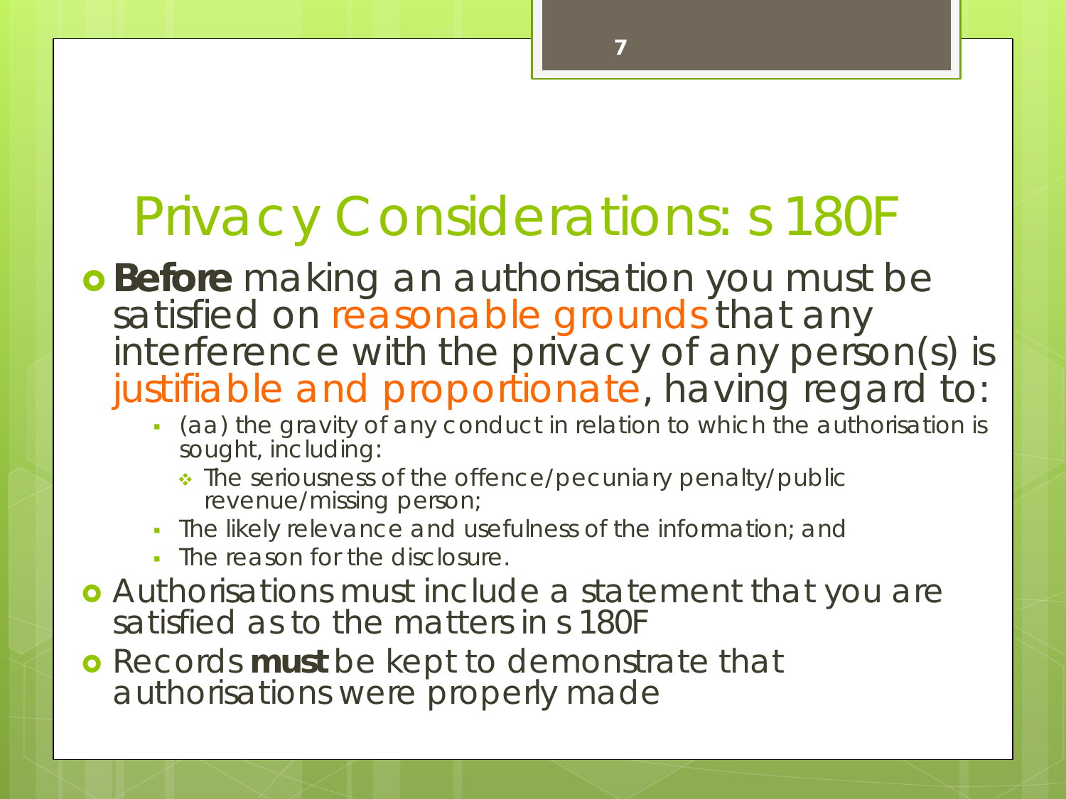# Privacy Considerations: s 180F

- **Before** making an authorisation you must be satisfied on reasonable grounds that any interference with the privacy of any person(s) is justifiable and proportionate, having regard to:
  - (aa) the gravity of any conduct in relation to which the authorisation is sought, including:
    - The seriousness of the offence/pecuniary penalty/public revenue/missing person;
  - The likely relevance and usefulness of the information; and
  - The reason for the disclosure.
- Authorisations must include a statement that you are satisfied as to the matters in s 180F
- Records **must** be kept to demonstrate that authorisations were properly made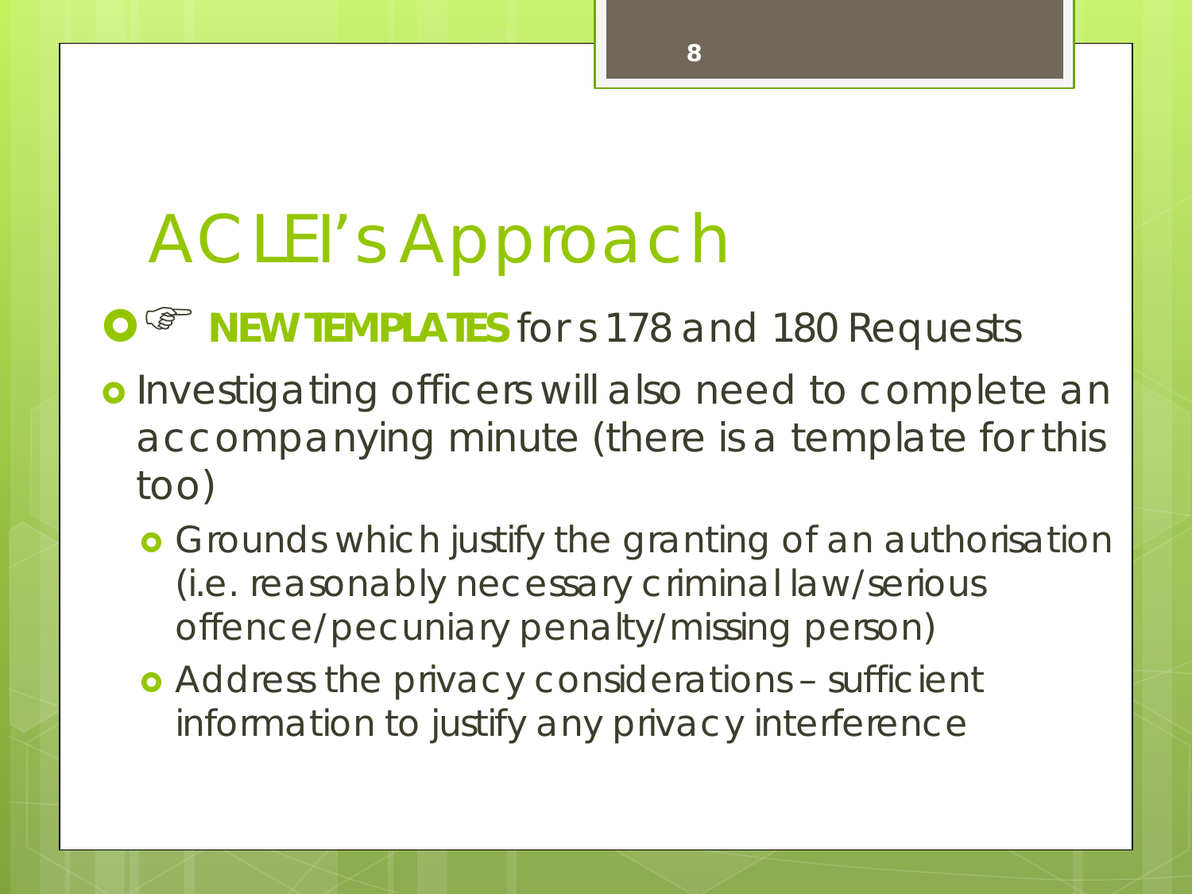# ACLEI's Approach

- ☞ **NEW TEMPLATES** for s 178 and 180 Requests
- Investigating officers will also need to complete an accompanying minute (there is a template for this too)
  - Grounds which justify the granting of an authorisation (i.e. reasonably necessary criminal law/serious offence/pecuniary penalty/missing person)
  - Address the privacy considerations – sufficient information to justify any privacy interference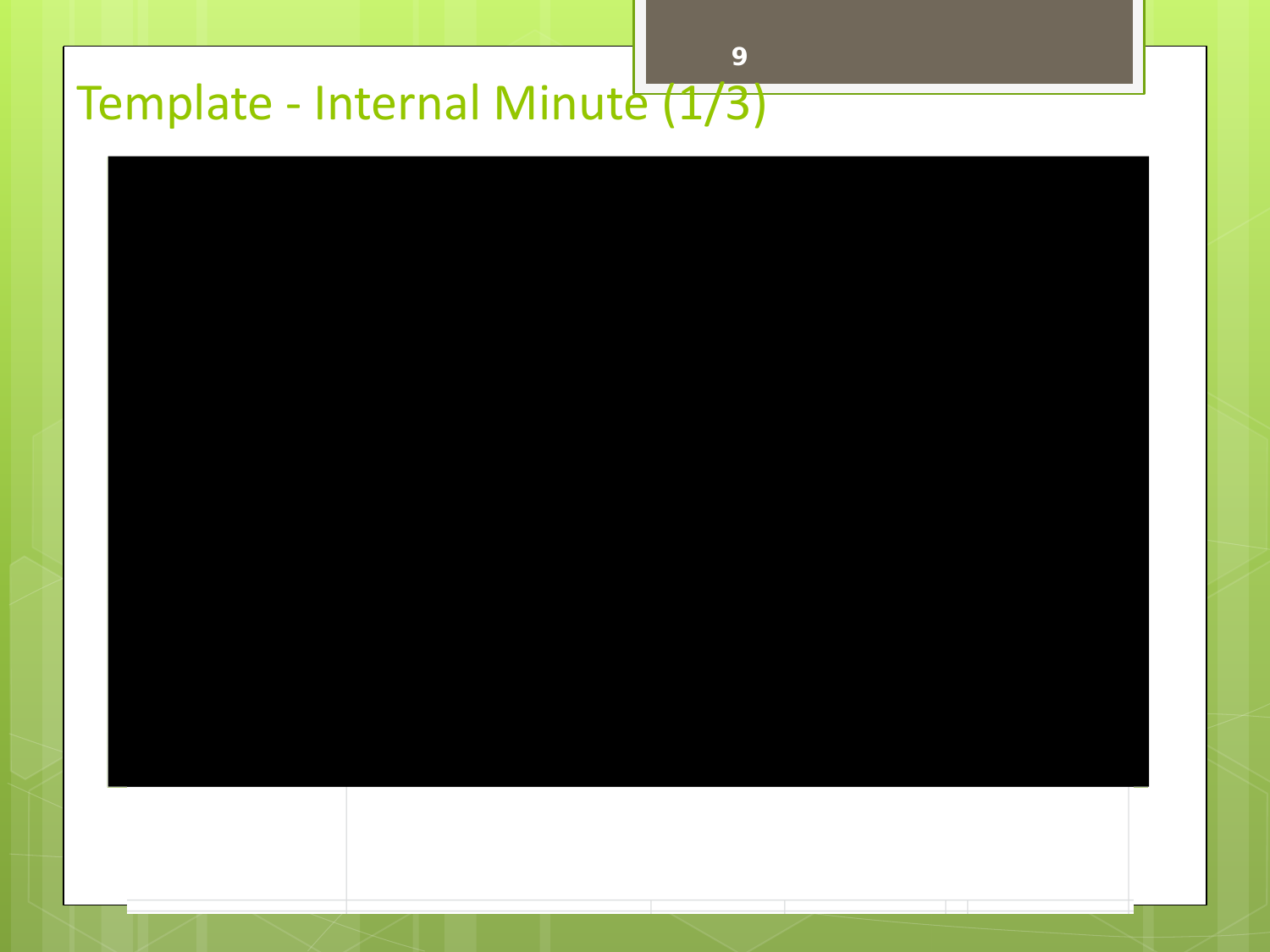# Template - Internal Minute (1/3)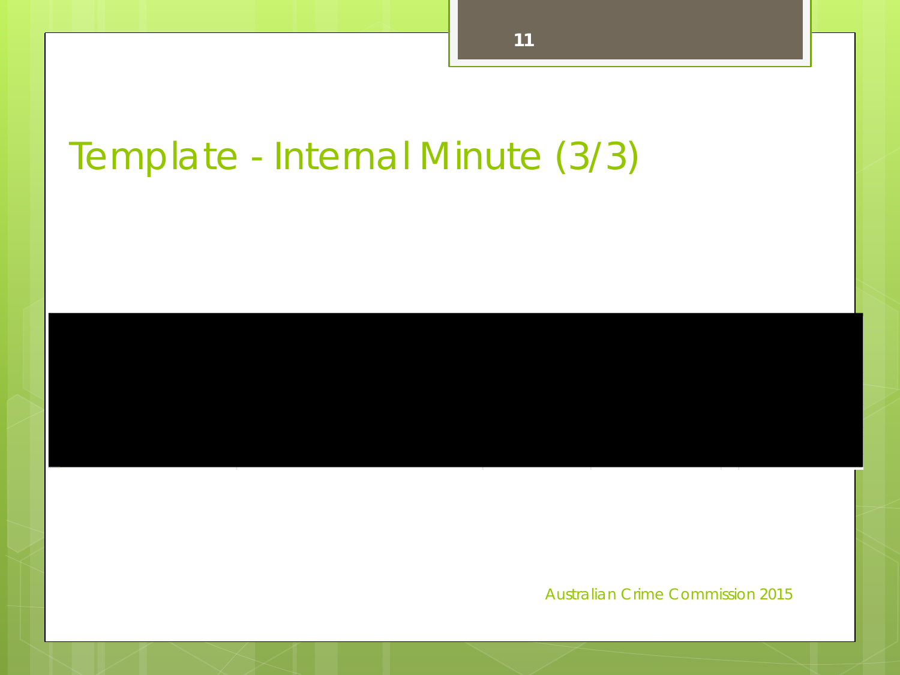# Template - Internal Minute (3/3)

Australian Crime Commission 2015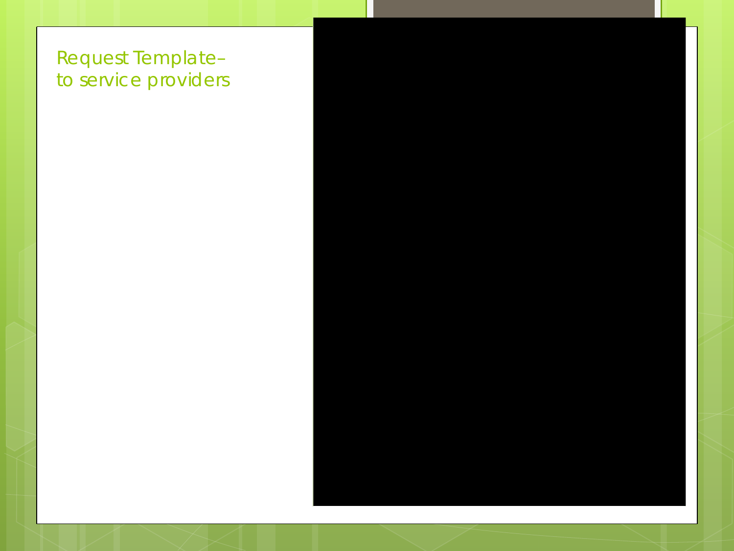# Request Template– to service providers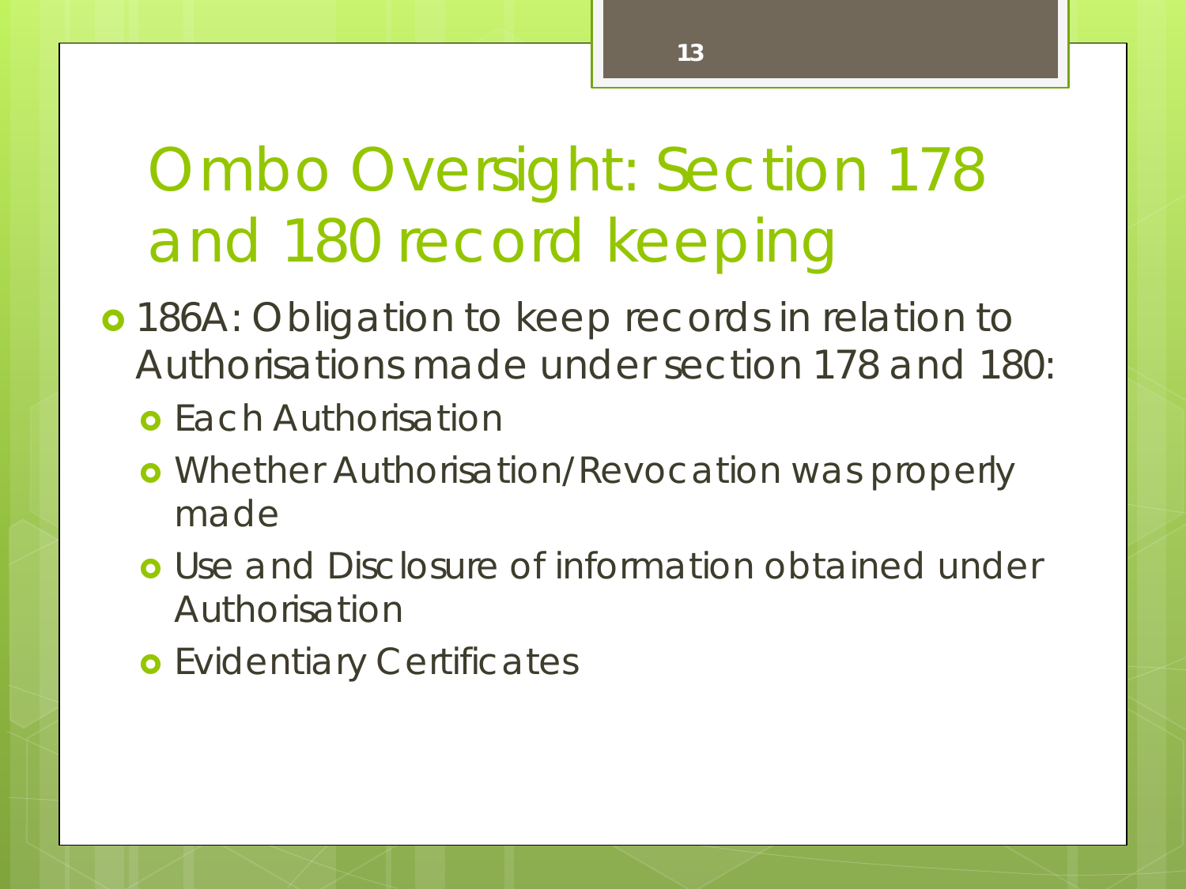# Ombo Oversight: Section 178 and 180 record keeping

- 186A: Obligation to keep records in relation to Authorisations made under section 178 and 180:
  - Each Authorisation
  - Whether Authorisation/Revocation was properly made
  - Use and Disclosure of information obtained under Authorisation
  - Evidentiary Certificates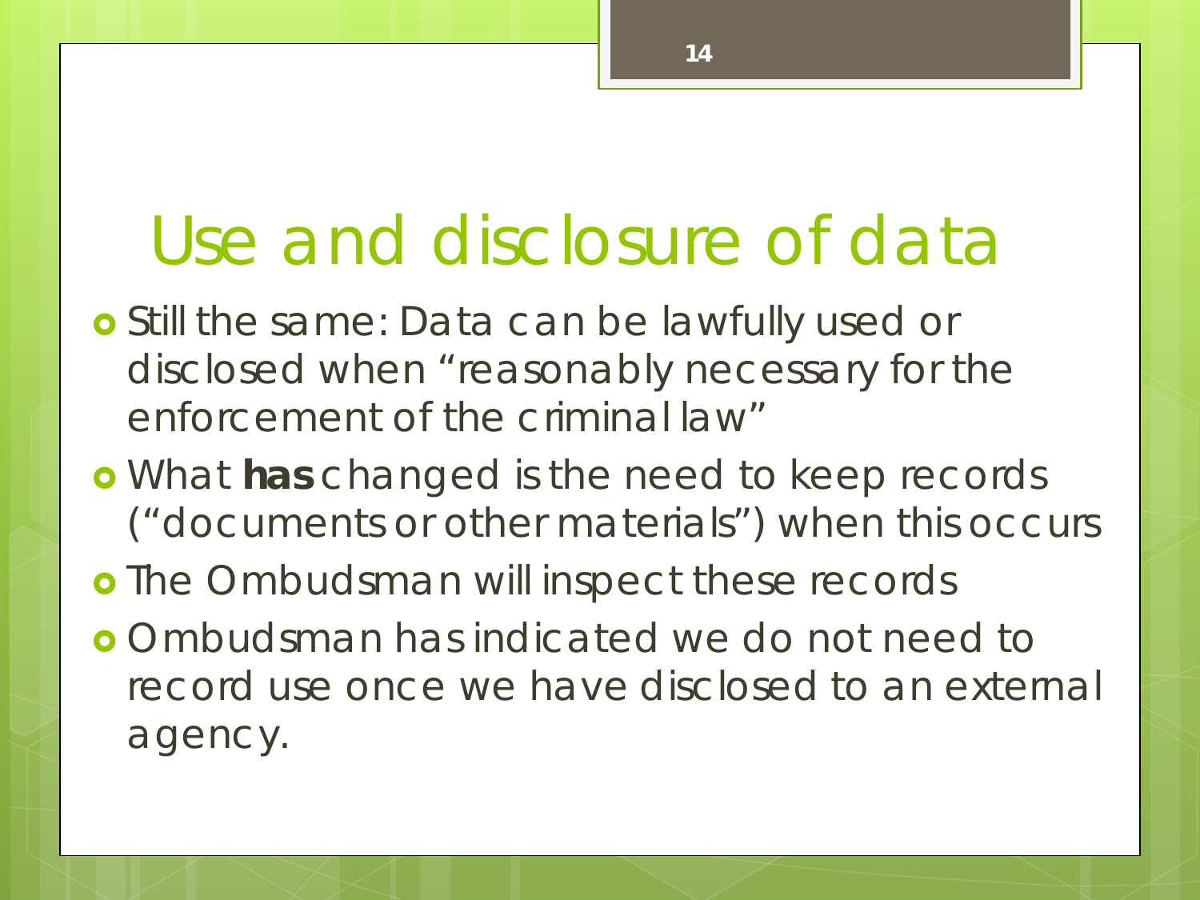# Use and disclosure of data

- Still the same: Data can be lawfully used or disclosed when "reasonably necessary for the enforcement of the criminal law"
- What **has** changed is the need to keep records ("documents or other materials") when this occurs
- The Ombudsman will inspect these records
- Ombudsman has indicated we do not need to record use once we have disclosed to an external agency.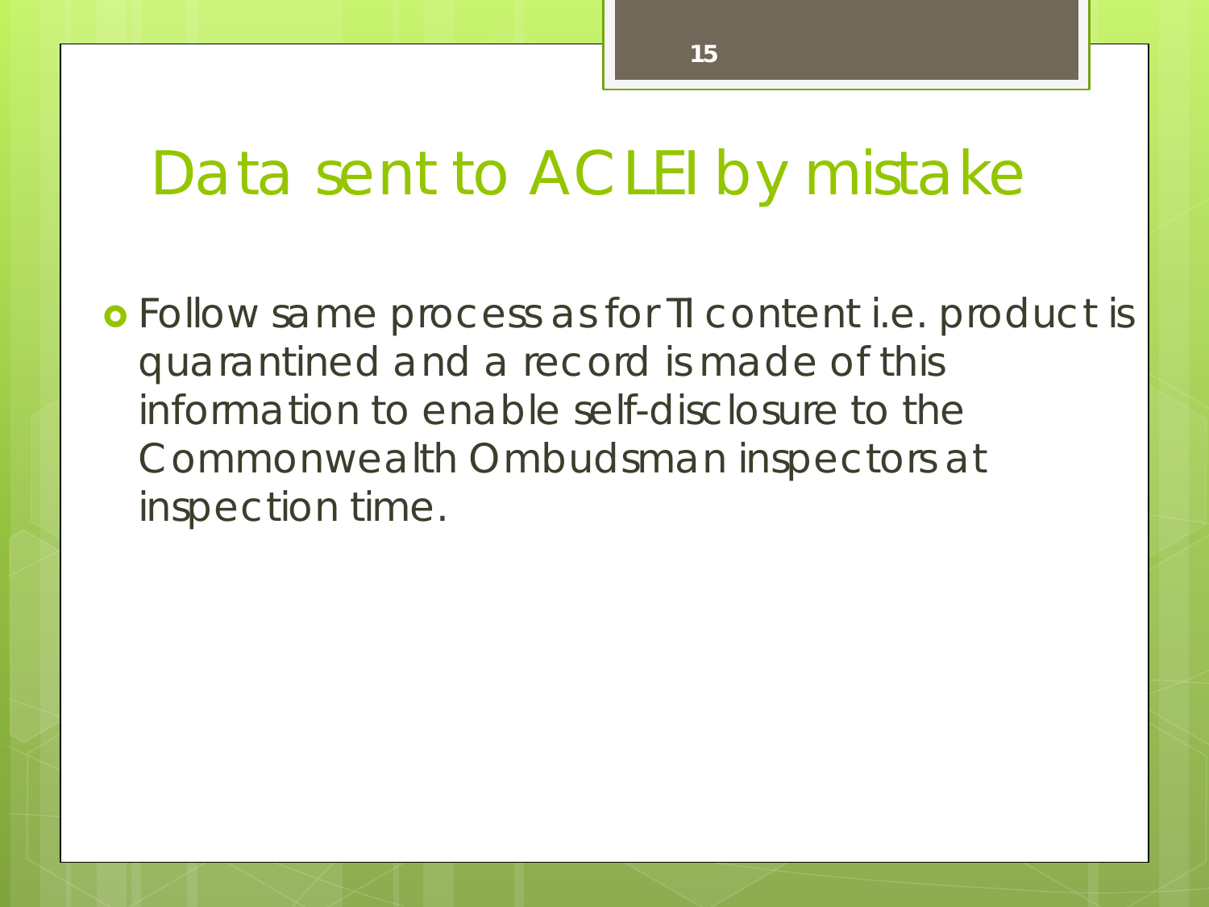# Data sent to ACLEI by mistake

- Follow same process as for TI content i.e. product is quarantined and a record is made of this information to enable self-disclosure to the Commonwealth Ombudsman inspectors at inspection time.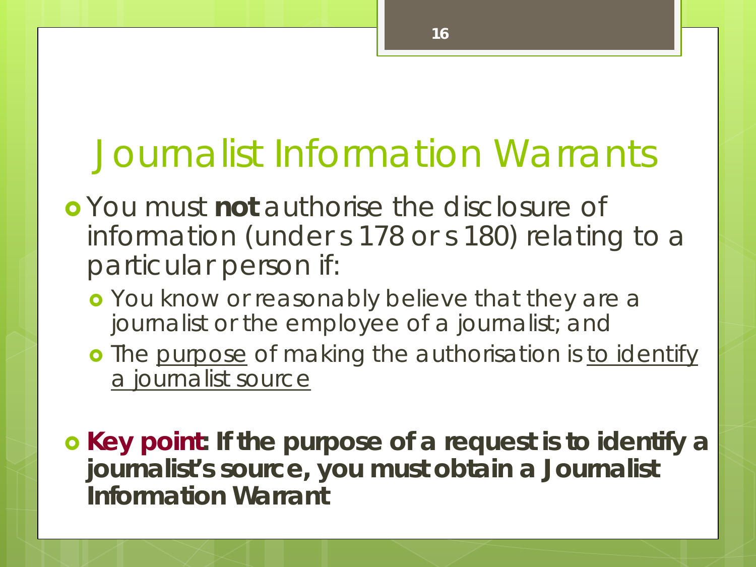# Journalist Information Warrants

- You must **not** authorise the disclosure of information (under s 178 or s 180) relating to a particular person if:
  - You know or reasonably believe that they are a journalist or the employee of a journalist; and
  - The purpose of making the authorisation is to identify a journalist source

- **Key point: If the purpose of a request is to identify a journalist's source, you must obtain a Journalist Information Warrant**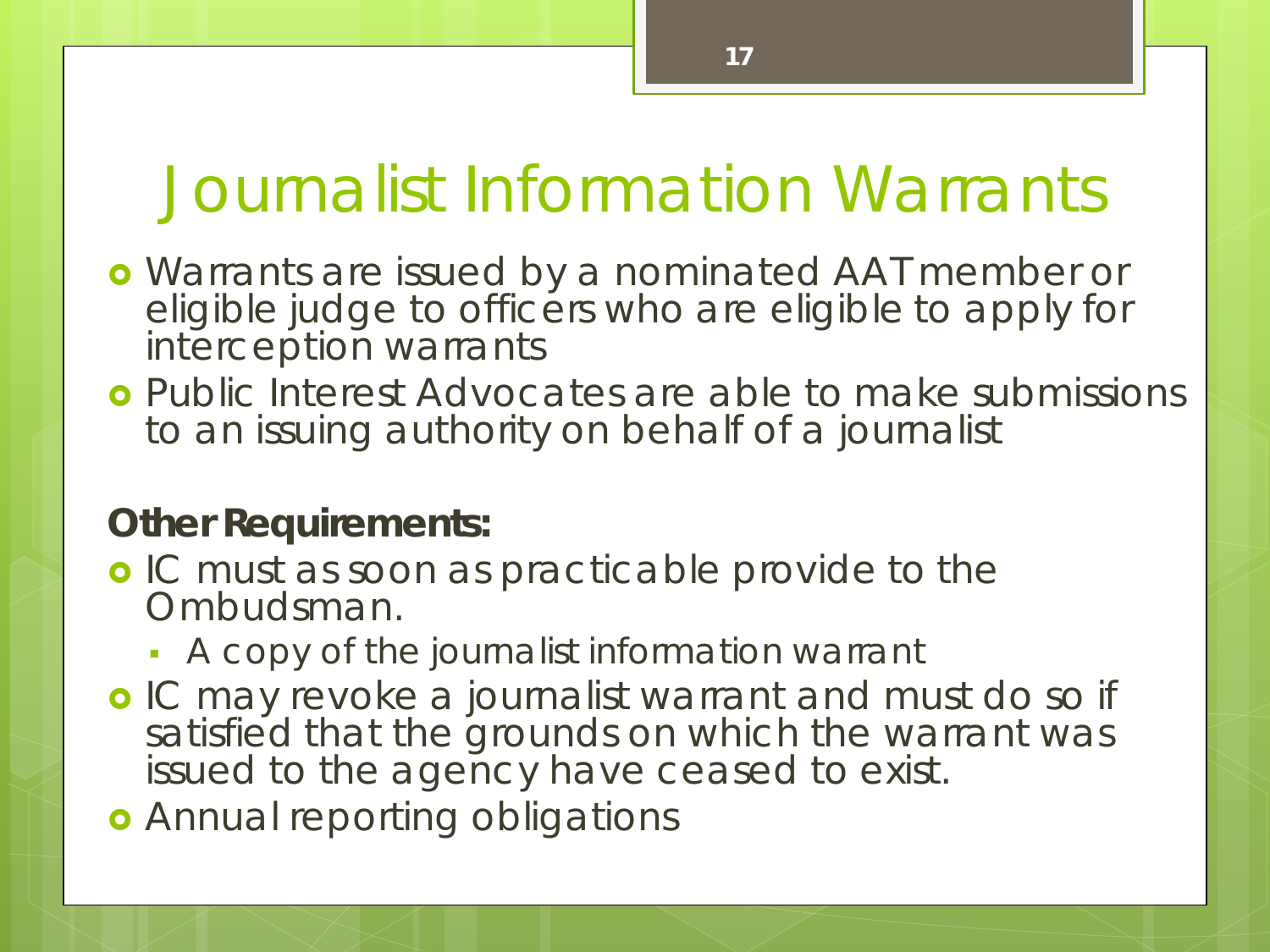# Journalist Information Warrants

- Warrants are issued by a nominated AAT member or eligible judge to officers who are eligible to apply for interception warrants
- Public Interest Advocates are able to make submissions to an issuing authority on behalf of a journalist

**Other Requirements:**

- IC must as soon as practicable provide to the Ombudsman.
  - A copy of the journalist information warrant
- IC may revoke a journalist warrant and must do so if satisfied that the grounds on which the warrant was issued to the agency have ceased to exist.
- Annual reporting obligations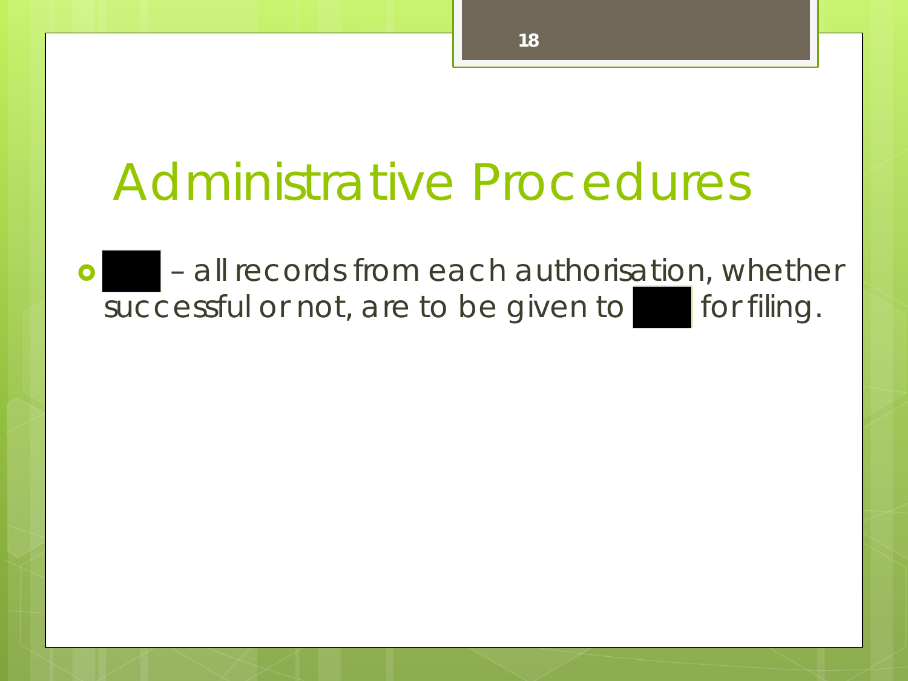# Administrative Procedures

- ███ – all records from each authorisation, whether successful or not, are to be given to ███ for filing.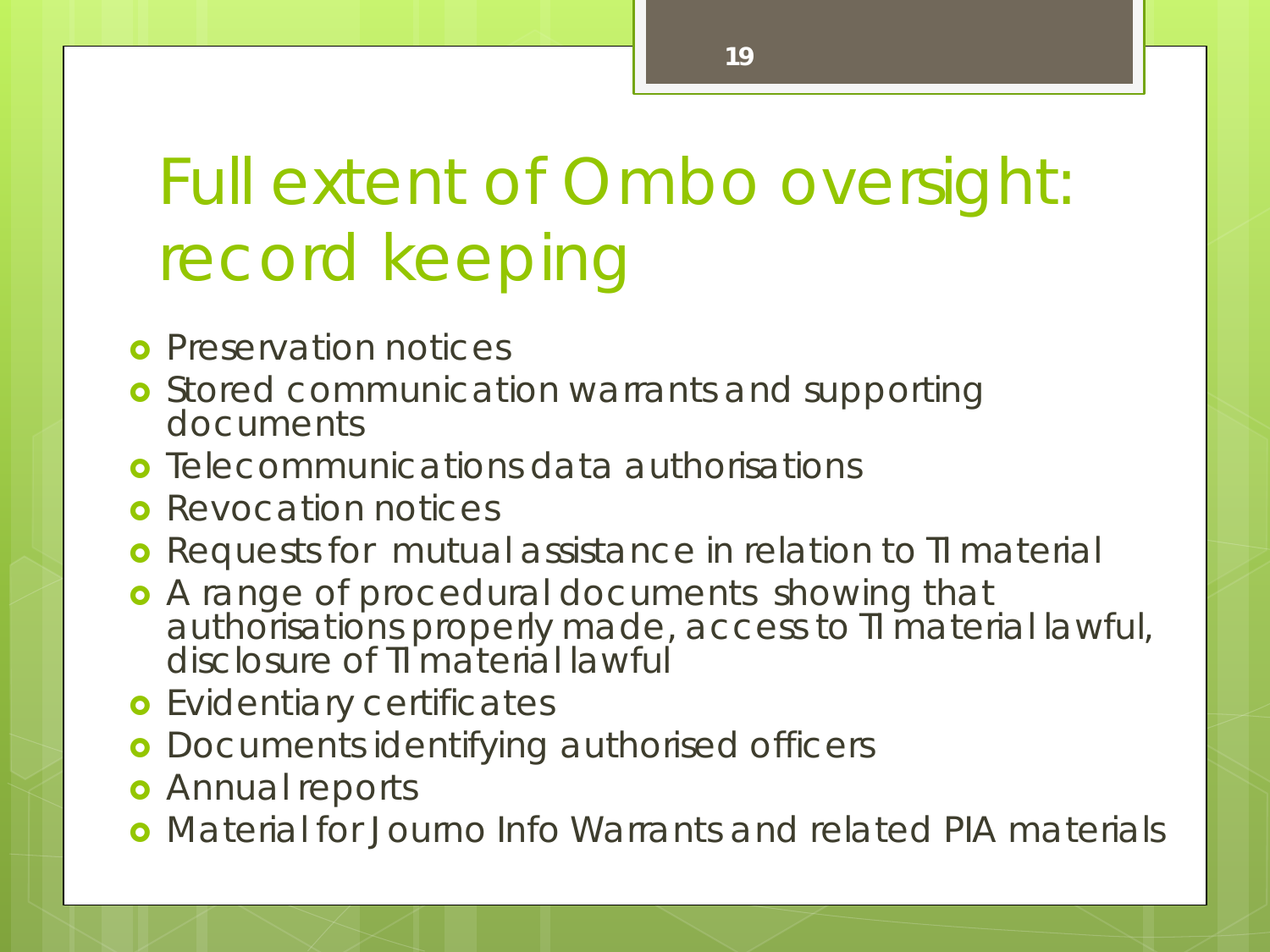# Full extent of Ombo oversight: record keeping

- Preservation notices
- Stored communication warrants and supporting documents
- Telecommunications data authorisations
- Revocation notices
- Requests for mutual assistance in relation to TI material
- A range of procedural documents showing that authorisations properly made, access to TI material lawful, disclosure of TI material lawful
- Evidentiary certificates
- Documents identifying authorised officers
- Annual reports
- Material for Journo Info Warrants and related PIA materials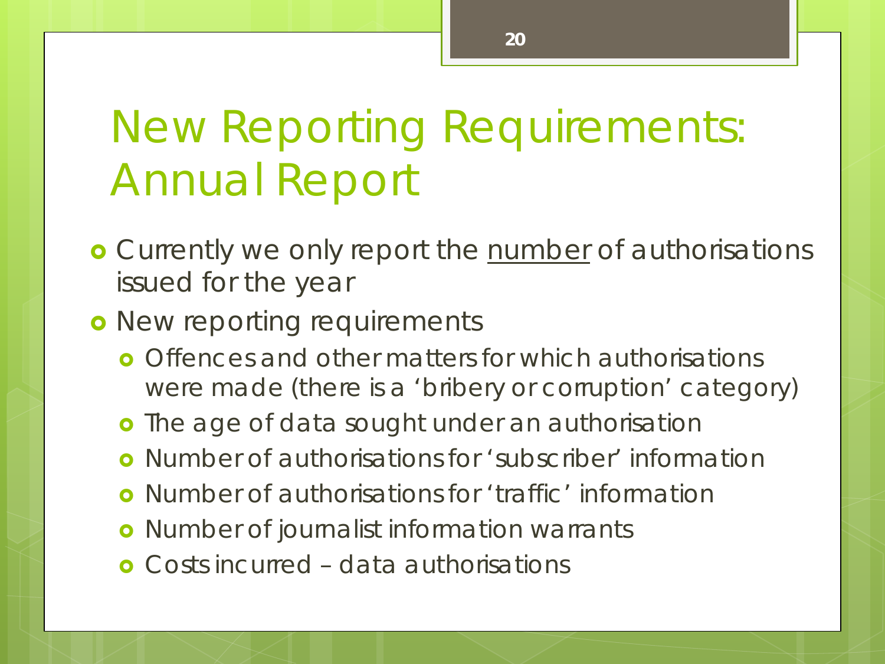# New Reporting Requirements: Annual Report

- Currently we only report the <u>number</u> of authorisations issued for the year
- New reporting requirements
  - Offences and other matters for which authorisations were made (there is a 'bribery or corruption' category)
  - The age of data sought under an authorisation
  - Number of authorisations for 'subscriber' information
  - Number of authorisations for 'traffic' information
  - Number of journalist information warrants
  - Costs incurred – data authorisations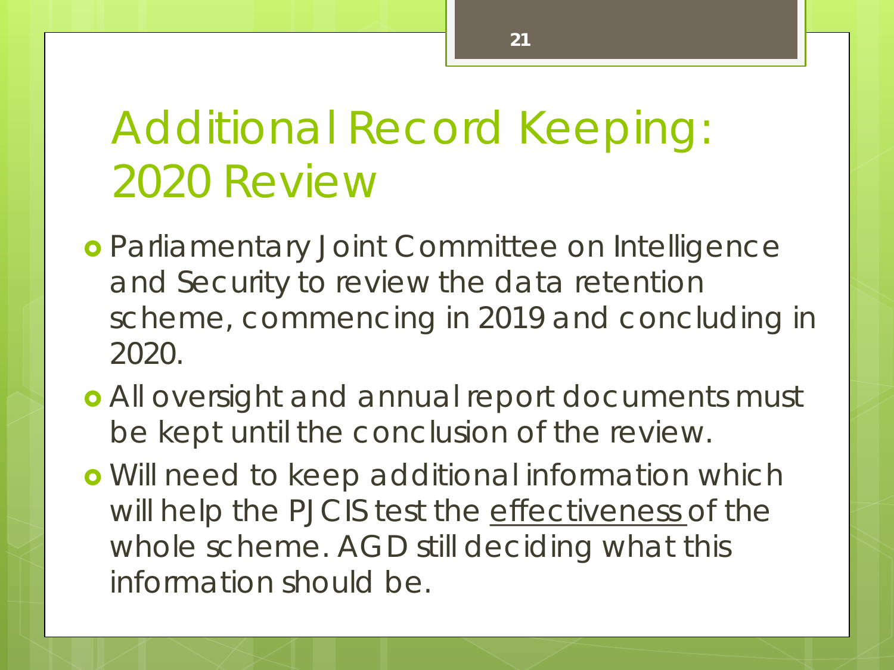# Additional Record Keeping: 2020 Review

- Parliamentary Joint Committee on Intelligence and Security to review the data retention scheme, commencing in 2019 and concluding in 2020.
- All oversight and annual report documents must be kept until the conclusion of the review.
- Will need to keep additional information which will help the PJCIS test the effectiveness of the whole scheme. AGD still deciding what this information should be.